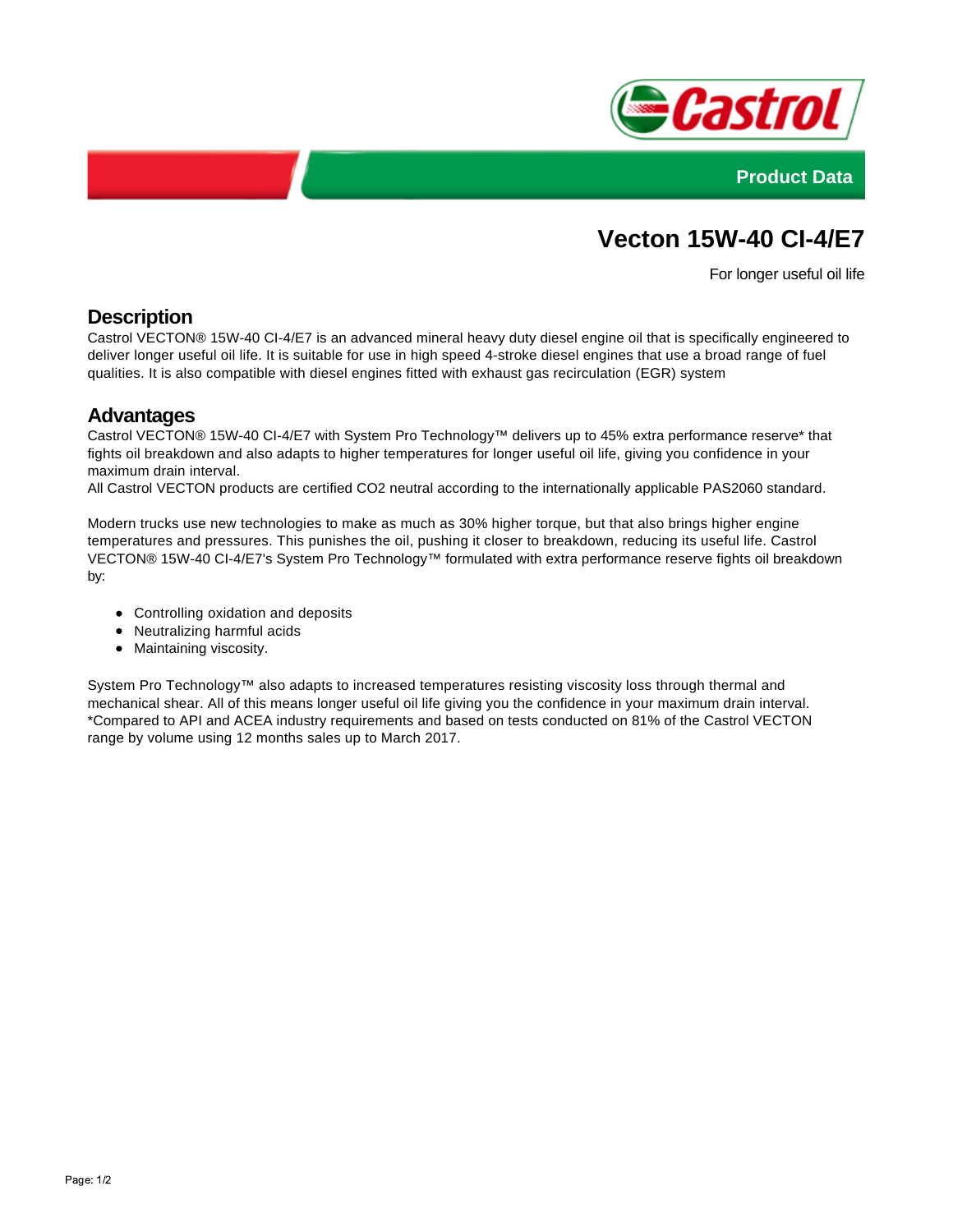Product Data

# Vecton 15W-40 CI-4/E7

For longer useful oil life

## Description

Castrol VECTON® 15W-40 CI-4/E7 is an advanced mineral heavy duty diesel engine oil that is specifically engineered to deliver longer useful oil life. It is suitable for use in high speed 4-stroke diesel engines that use a broad range of fuel qualities. It is also compatible with diesel engines fitted with exhaust gas recirculation (EGR) system

## Advantages

Castrol VECTON® 15W-40 CI-4/E7 with System Pro Technology™ delivers up to 45% extra performance reserve* that fights oil breakdown and also adapts to higher temperatures for longer useful oil life, giving you confidence in your maximum drain interval.
All Castrol VECTON products are certified $CO_2$ neutral according to the internationally applicable PAS2060 standard.

Modern trucks use new technologies to make as much as 30% higher torque, but that also brings higher engine temperatures and pressures. This punishes the oil, pushing it closer to breakdown, reducing its useful life. Castrol VECTON® 15W-40 CI-4/E7's System Pro Technology™ formulated with extra performance reserve fights oil breakdown by:

- Controlling oxidation and deposits
- Neutralizing harmful acids
- Maintaining viscosity.

System Pro Technology™ also adapts to increased temperatures resisting viscosity loss through thermal and mechanical shear. All of this means longer useful oil life giving you the confidence in your maximum drain interval.
*Compared to API and ACEA industry requirements and based on tests conducted on 81% of the Castrol VECTON range by volume using 12 months sales up to March 2017.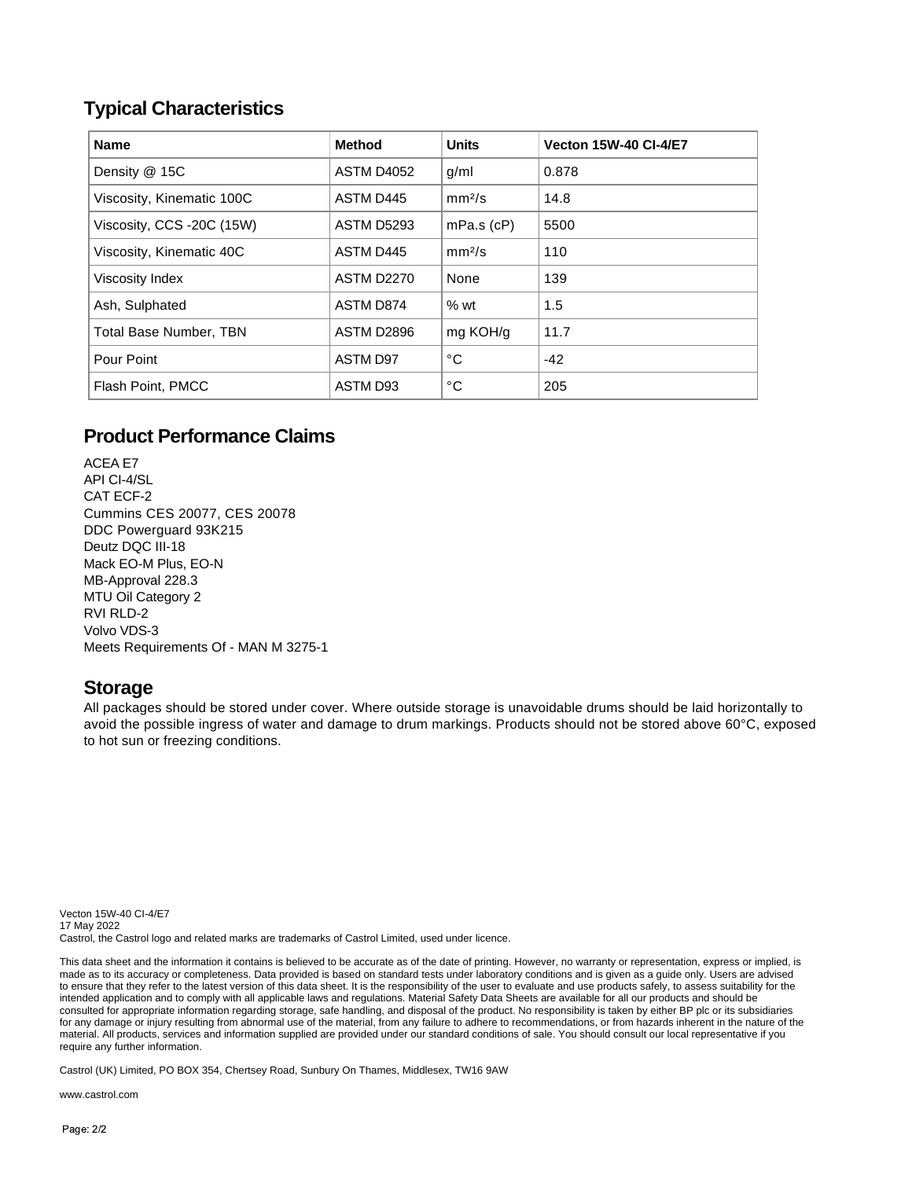## Typical Characteristics

| Name | Method | Units | Vecton 15W-40 CI-4/E7 |
|---|---|---|---|
| Density @ 15C | ASTM D4052 | g/ml | 0.878 |
| Viscosity, Kinematic 100C | ASTM D445 | $mm^2/s$ | 14.8 |
| Viscosity, CCS -20C (15W) | ASTM D5293 | mPa.s (cP) | 5500 |
| Viscosity, Kinematic 40C | ASTM D445 | $mm^2/s$ | 110 |
| Viscosity Index | ASTM D2270 | None | 139 |
| Ash, Sulphated | ASTM D874 | % wt | 1.5 |
| Total Base Number, TBN | ASTM D2896 | mg KOH/g | 11.7 |
| Pour Point | ASTM D97 | °C | -42 |
| Flash Point, PMCC | ASTM D93 | °C | 205 |

## Product Performance Claims

ACEA E7
API CI-4/SL
CAT ECF-2
Cummins CES 20077, CES 20078
DDC Powerguard 93K215
Deutz DQC III-18
Mack EO-M Plus, EO-N
MB-Approval 228.3
MTU Oil Category 2
RVI RLD-2
Volvo VDS-3
Meets Requirements Of - MAN M 3275-1

## Storage

All packages should be stored under cover. Where outside storage is unavoidable drums should be laid horizontally to avoid the possible ingress of water and damage to drum markings. Products should not be stored above 60°C, exposed to hot sun or freezing conditions.

Vecton 15W-40 CI-4/E7
17 May 2022
Castrol, the Castrol logo and related marks are trademarks of Castrol Limited, used under licence.

This data sheet and the information it contains is believed to be accurate as of the date of printing. However, no warranty or representation, express or implied, is made as to its accuracy or completeness. Data provided is based on standard tests under laboratory conditions and is given as a guide only. Users are advised to ensure that they refer to the latest version of this data sheet. It is the responsibility of the user to evaluate and use products safely, to assess suitability for the intended application and to comply with all applicable laws and regulations. Material Safety Data Sheets are available for all our products and should be consulted for appropriate information regarding storage, safe handling, and disposal of the product. No responsibility is taken by either BP plc or its subsidiaries for any damage or injury resulting from abnormal use of the material, from any failure to adhere to recommendations, or from hazards inherent in the nature of the material. All products, services and information supplied are provided under our standard conditions of sale. You should consult our local representative if you require any further information.

Castrol (UK) Limited, PO BOX 354, Chertsey Road, Sunbury On Thames, Middlesex, TW16 9AW

www.castrol.com